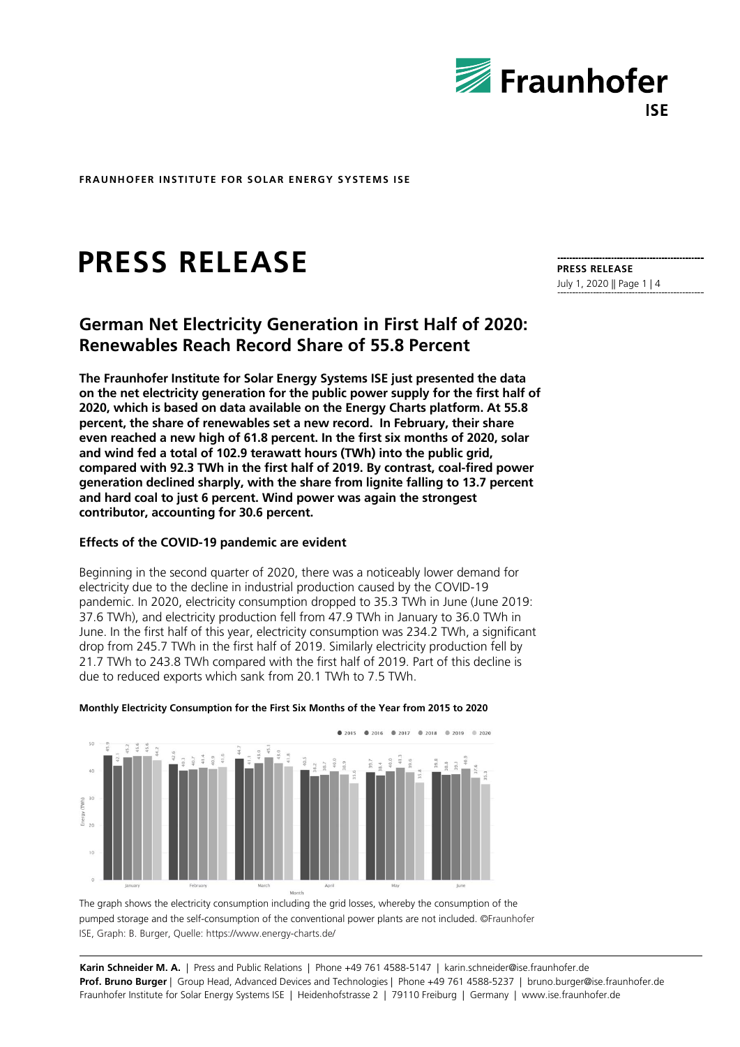FRAUNHOFER INSTITUTE FOR SOLAR ENERGY SYSTEMS ISE

# PRESS RELEASE

**PRESS RELEASE**
July 1, 2020 || Page 1 | 4

## German Net Electricity Generation in First Half of 2020: Renewables Reach Record Share of 55.8 Percent

**The Fraunhofer Institute for Solar Energy Systems ISE just presented the data on the net electricity generation for the public power supply for the first half of 2020, which is based on data available on the Energy Charts platform. At 55.8 percent, the share of renewables set a new record. In February, their share even reached a new high of 61.8 percent. In the first six months of 2020, solar and wind fed a total of 102.9 terawatt hours (TWh) into the public grid, compared with 92.3 TWh in the first half of 2019. By contrast, coal-fired power generation declined sharply, with the share from lignite falling to 13.7 percent and hard coal to just 6 percent. Wind power was again the strongest contributor, accounting for 30.6 percent.**

### Effects of the COVID-19 pandemic are evident

Beginning in the second quarter of 2020, there was a noticeably lower demand for electricity due to the decline in industrial production caused by the COVID-19 pandemic. In 2020, electricity consumption dropped to 35.3 TWh in June (June 2019: 37.6 TWh), and electricity production fell from 47.9 TWh in January to 36.0 TWh in June. In the first half of this year, electricity consumption was 234.2 TWh, a significant drop from 245.7 TWh in the first half of 2019. Similarly electricity production fell by 21.7 TWh to 243.8 TWh compared with the first half of 2019. Part of this decline is due to reduced exports which sank from 20.1 TWh to 7.5 TWh.

**Monthly Electricity Consumption for the First Six Months of the Year from 2015 to 2020**

The graph shows the electricity consumption including the grid losses, whereby the consumption of the pumped storage and the self-consumption of the conventional power plants are not included. ©Fraunhofer ISE, Graph: B. Burger, Quelle: https://www.energy-charts.de/

**Karin Schneider M. A.** | Press and Public Relations | Phone +49 761 4588-5147 | karin.schneider@ise.fraunhofer.de
**Prof. Bruno Burger** | Group Head, Advanced Devices and Technologies | Phone +49 761 4588-5237 | bruno.burger@ise.fraunhofer.de
Fraunhofer Institute for Solar Energy Systems ISE | Heidenhofstrasse 2 | 79110 Freiburg | Germany | www.ise.fraunhofer.de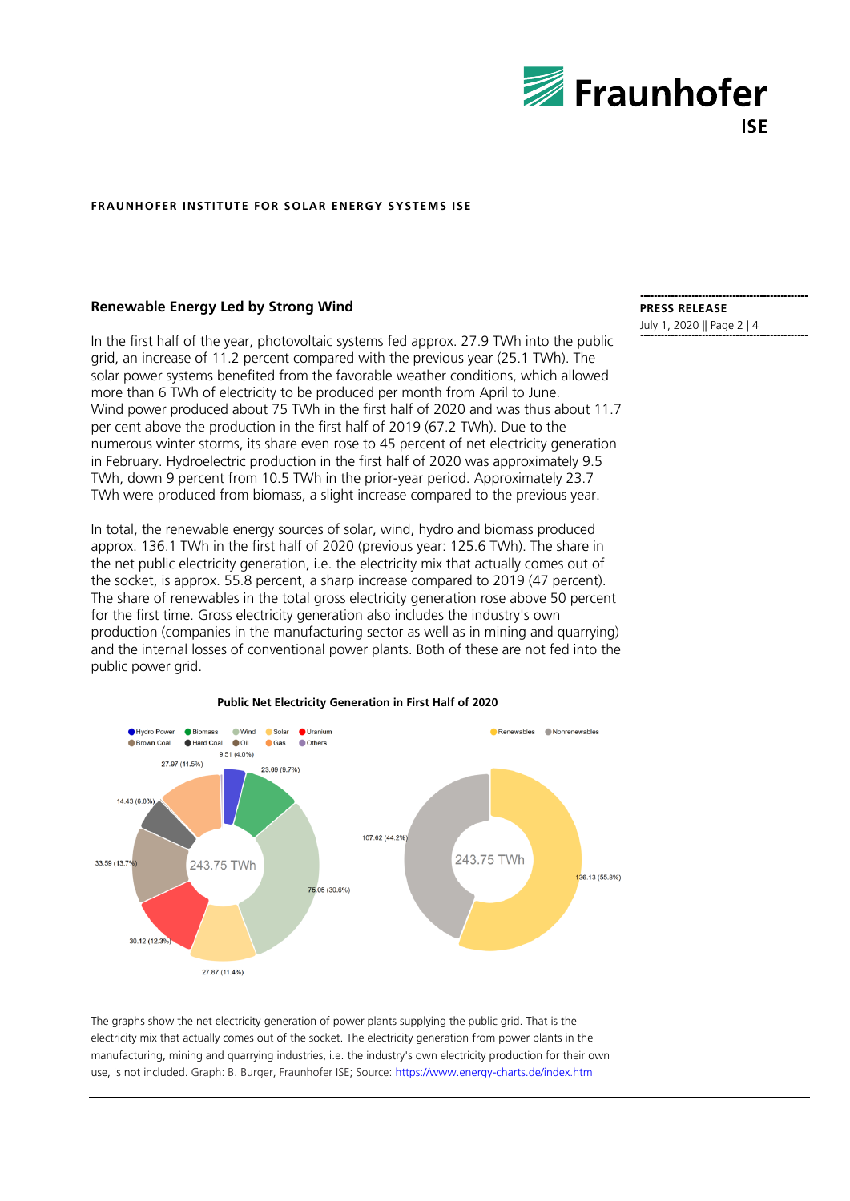## Renewable Energy Led by Strong Wind

In the first half of the year, photovoltaic systems fed approx. 27.9 TWh into the public grid, an increase of 11.2 percent compared with the previous year (25.1 TWh). The solar power systems benefited from the favorable weather conditions, which allowed more than 6 TWh of electricity to be produced per month from April to June. Wind power produced about 75 TWh in the first half of 2020 and was thus about 11.7 per cent above the production in the first half of 2019 (67.2 TWh). Due to the numerous winter storms, its share even rose to 45 percent of net electricity generation in February. Hydroelectric production in the first half of 2020 was approximately 9.5 TWh, down 9 percent from 10.5 TWh in the prior-year period. Approximately 23.7 TWh were produced from biomass, a slight increase compared to the previous year.

In total, the renewable energy sources of solar, wind, hydro and biomass produced approx. 136.1 TWh in the first half of 2020 (previous year: 125.6 TWh). The share in the net public electricity generation, i.e. the electricity mix that actually comes out of the socket, is approx. 55.8 percent, a sharp increase compared to 2019 (47 percent). The share of renewables in the total gross electricity generation rose above 50 percent for the first time. Gross electricity generation also includes the industry's own production (companies in the manufacturing sector as well as in mining and quarrying) and the internal losses of conventional power plants. Both of these are not fed into the public power grid.

**Public Net Electricity Generation in First Half of 2020**

Hydro Power, Biomass, Wind, Solar, Uranium, Brown Coal, Hard Coal, Oil, Gas, Others

Total: 243.75 TWh

| Source | TWh |
|---|---|
| Hydro Power | 9.51 (4.0%) |
| Biomass | 23.69 (9.7%) |
| Wind | 75.05 (30.8%) |
| Solar | 27.87 (11.4%) |
| Uranium | 30.12 (12.3%) |
| Brown Coal | 33.59 (13.7%) |
| Hard Coal | 14.43 (6.0%) |
| Gas | 27.97 (11.5%) |

Renewables, Nonrenewables

Total: 243.75 TWh

| Category | TWh |
|---|---|
| Renewables | 136.13 (55.8%) |
| Nonrenewables | 107.62 (44.2%) |

The graphs show the net electricity generation of power plants supplying the public grid. That is the electricity mix that actually comes out of the socket. The electricity generation from power plants in the manufacturing, mining and quarrying industries, i.e. the industry's own electricity production for their own use, is not included. Graph: B. Burger, Fraunhofer ISE; Source: https://www.energy-charts.de/index.htm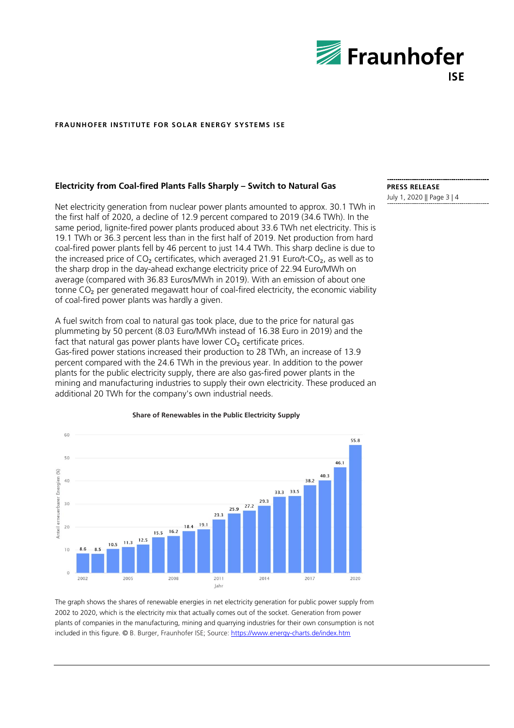## Electricity from Coal-fired Plants Falls Sharply – Switch to Natural Gas

Net electricity generation from nuclear power plants amounted to approx. 30.1 TWh in the first half of 2020, a decline of 12.9 percent compared to 2019 (34.6 TWh). In the same period, lignite-fired power plants produced about 33.6 TWh net electricity. This is 19.1 TWh or 36.3 percent less than in the first half of 2019. Net production from hard coal-fired power plants fell by 46 percent to just 14.4 TWh. This sharp decline is due to the increased price of $CO_2$ certificates, which averaged 21.91 Euro/t-$CO_2$, as well as to the sharp drop in the day-ahead exchange electricity price of 22.94 Euro/MWh on average (compared with 36.83 Euros/MWh in 2019). With an emission of about one tonne $CO_2$ per generated megawatt hour of coal-fired electricity, the economic viability of coal-fired power plants was hardly a given.

A fuel switch from coal to natural gas took place, due to the price for natural gas plummeting by 50 percent (8.03 Euro/MWh instead of 16.38 Euro in 2019) and the fact that natural gas power plants have lower $CO_2$ certificate prices.
Gas-fired power stations increased their production to 28 TWh, an increase of 13.9 percent compared with the 24.6 TWh in the previous year. In addition to the power plants for the public electricity supply, there are also gas-fired power plants in the mining and manufacturing industries to supply their own electricity. These produced an additional 20 TWh for the company's own industrial needs.

**Share of Renewables in the Public Electricity Supply**

| Jahr | Anteil erneuerbarer Energien (%) |
|---|---|
| 2002 | 8.6 |
| 2003 | 8.5 |
| 2004 | 10.5 |
| 2005 | 11.3 |
| 2006 | 12.5 |
| 2007 | 15.5 |
| 2008 | 16.2 |
| 2009 | 18.4 |
| 2010 | 19.1 |
| 2011 | 23.3 |
| 2012 | 25.9 |
| 2013 | 27.2 |
| 2014 | 29.3 |
| 2015 | 33.3 |
| 2016 | 33.5 |
| 2017 | 38.2 |
| 2018 | 40.3 |
| 2019 | 46.1 |
| 2020 | 55.8 |

The graph shows the shares of renewable energies in net electricity generation for public power supply from 2002 to 2020, which is the electricity mix that actually comes out of the socket. Generation from power plants of companies in the manufacturing, mining and quarrying industries for their own consumption is not included in this figure. © B. Burger, Fraunhofer ISE; Source: https://www.energy-charts.de/index.htm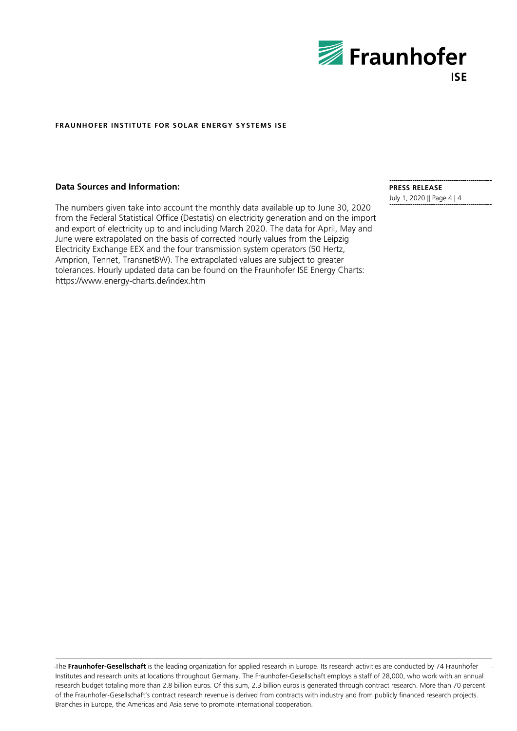**FRAUNHOFER INSTITUTE FOR SOLAR ENERGY SYSTEMS ISE**

**PRESS RELEASE**
July 1, 2020

### Data Sources and Information:

The numbers given take into account the monthly data available up to June 30, 2020 from the Federal Statistical Office (Destatis) on electricity generation and on the import and export of electricity up to and including March 2020. The data for April, May and June were extrapolated on the basis of corrected hourly values from the Leipzig Electricity Exchange EEX and the four transmission system operators (50 Hertz, Amprion, Tennet, TransnetBW). The extrapolated values are subject to greater tolerances. Hourly updated data can be found on the Fraunhofer ISE Energy Charts: https://www.energy-charts.de/index.htm

The **Fraunhofer-Gesellschaft** is the leading organization for applied research in Europe. Its research activities are conducted by 74 Fraunhofer Institutes and research units at locations throughout Germany. The Fraunhofer-Gesellschaft employs a staff of 28,000, who work with an annual research budget totaling more than 2.8 billion euros. Of this sum, 2.3 billion euros is generated through contract research. More than 70 percent of the Fraunhofer-Gesellschaft's contract research revenue is derived from contracts with industry and from publicly financed research projects. Branches in Europe, the Americas and Asia serve to promote international cooperation.